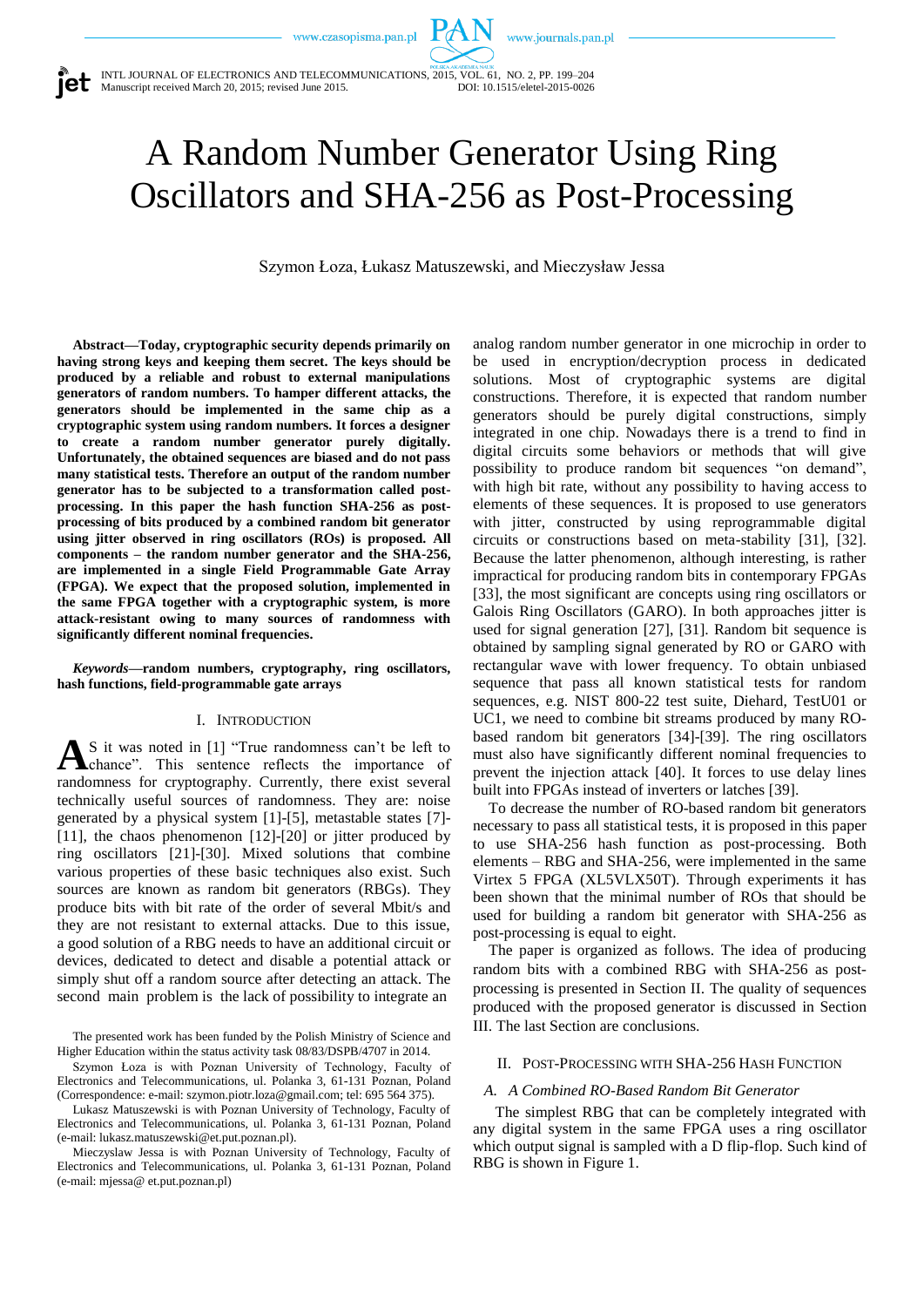# A Random Number Generator Using Ring Oscillators and SHA-256 as Post-Processing

Szymon Łoza, Łukasz Matuszewski, and Mieczysław Jessa

***Abstract*—Today, cryptographic security depends primarily on having strong keys and keeping them secret. The keys should be produced by a reliable and robust to external manipulations generators of random numbers. To hamper different attacks, the generators should be implemented in the same chip as a cryptographic system using random numbers. It forces a designer to create a random number generator purely digitally. Unfortunately, the obtained sequences are biased and do not pass many statistical tests. Therefore an output of the random number generator has to be subjected to a transformation called post-processing. In this paper the hash function SHA-256 as post-processing of bits produced by a combined random bit generator using jitter observed in ring oscillators (ROs) is proposed. All components – the random number generator and the SHA-256, are implemented in a single Field Programmable Gate Array (FPGA). We expect that the proposed solution, implemented in the same FPGA together with a cryptographic system, is more attack-resistant owing to many sources of randomness with significantly different nominal frequencies.**

***Keywords*—random numbers, cryptography, ring oscillators, hash functions, field-programmable gate arrays**

## I. Introduction

As it was noted in [1] "True randomness can't be left to chance". This sentence reflects the importance of randomness for cryptography. Currently, there exist several technically useful sources of randomness. They are: noise generated by a physical system [1]-[5], metastable states [7]-[11], the chaos phenomenon [12]-[20] or jitter produced by ring oscillators [21]-[30]. Mixed solutions that combine various properties of these basic techniques also exist. Such sources are known as random bit generators (RBGs). They produce bits with bit rate of the order of several Mbit/s and they are not resistant to external attacks. Due to this issue, a good solution of a RBG needs to have an additional circuit or devices, dedicated to detect and disable a potential attack or simply shut off a random source after detecting an attack. The second main problem is the lack of possibility to integrate an analog random number generator in one microchip in order to be used in encryption/decryption process in dedicated solutions. Most of cryptographic systems are digital constructions. Therefore, it is expected that random number generators should be purely digital constructions, simply integrated in one chip. Nowadays there is a trend to find in digital circuits some behaviors or methods that will give possibility to produce random bit sequences "on demand", with high bit rate, without any possibility to having access to elements of these sequences. It is proposed to use generators with jitter, constructed by using reprogrammable digital circuits or constructions based on meta-stability [31], [32]. Because the latter phenomenon, although interesting, is rather impractical for producing random bits in contemporary FPGAs [33], the most significant are concepts using ring oscillators or Galois Ring Oscillators (GARO). In both approaches jitter is used for signal generation [27], [31]. Random bit sequence is obtained by sampling signal generated by RO or GARO with rectangular wave with lower frequency. To obtain unbiased sequence that pass all known statistical tests for random sequences, e.g. NIST 800-22 test suite, Diehard, TestU01 or UC1, we need to combine bit streams produced by many RO-based random bit generators [34]-[39]. The ring oscillators must also have significantly different nominal frequencies to prevent the injection attack [40]. It forces to use delay lines built into FPGAs instead of inverters or latches [39].

To decrease the number of RO-based random bit generators necessary to pass all statistical tests, it is proposed in this paper to use SHA-256 hash function as post-processing. Both elements – RBG and SHA-256, were implemented in the same Virtex 5 FPGA (XL5VLX50T). Through experiments it has been shown that the minimal number of ROs that should be used for building a random bit generator with SHA-256 as post-processing is equal to eight.

The paper is organized as follows. The idea of producing random bits with a combined RBG with SHA-256 as post-processing is presented in Section II. The quality of sequences produced with the proposed generator is discussed in Section III. The last Section are conclusions.

The presented work has been funded by the Polish Ministry of Science and Higher Education within the status activity task 08/83/DSPB/4707 in 2014.

Szymon Łoza is with Poznan University of Technology, Faculty of Electronics and Telecommunications, ul. Polanka 3, 61-131 Poznan, Poland (Correspondence: e-mail: szymon.piotr.loza@gmail.com; tel: 695 564 375).

Lukasz Matuszewski is with Poznan University of Technology, Faculty of Electronics and Telecommunications, ul. Polanka 3, 61-131 Poznan, Poland (e-mail: lukasz.matuszewski@et.put.poznan.pl).

Mieczyslaw Jessa is with Poznan University of Technology, Faculty of Electronics and Telecommunications, ul. Polanka 3, 61-131 Poznan, Poland (e-mail: mjessa@ et.put.poznan.pl)

## II. Post-Processing with SHA-256 Hash Function

### *A. A Combined RO-Based Random Bit Generator*

The simplest RBG that can be completely integrated with any digital system in the same FPGA uses a ring oscillator which output signal is sampled with a D flip-flop. Such kind of RBG is shown in Figure 1.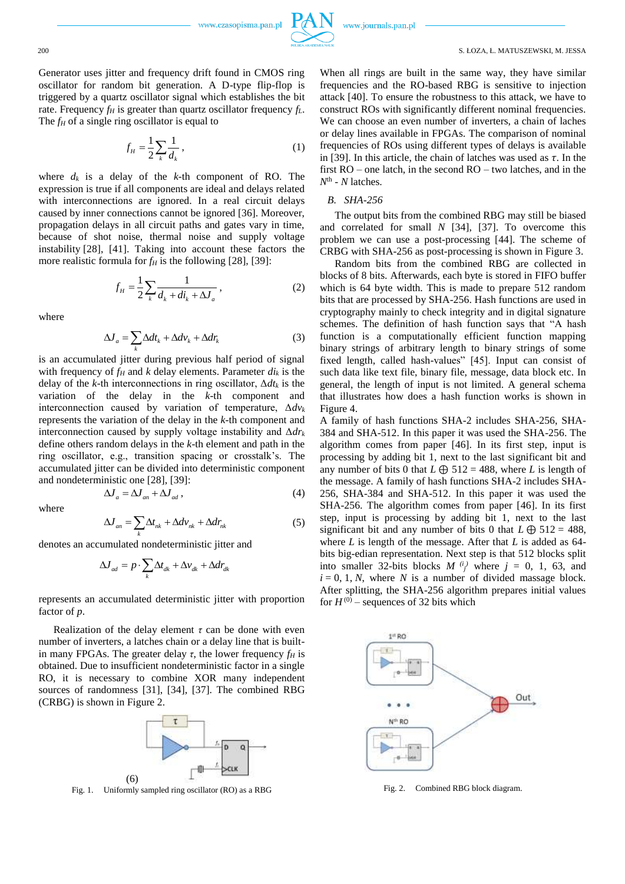Generator uses jitter and frequency drift found in CMOS ring oscillator for random bit generation. A D-type flip-flop is triggered by a quartz oscillator signal which establishes the bit rate. Frequency $f_H$ is greater than quartz oscillator frequency $f_L$. The $f_H$ of a single ring oscillator is equal to

$$f_H = \frac{1}{2}\sum_k \frac{1}{d_k}, \tag{1}$$

where $d_k$ is a delay of the $k$-th component of RO. The expression is true if all components are ideal and delays related with interconnections are ignored. In a real circuit delays caused by inner connections cannot be ignored [36]. Moreover, propagation delays in all circuit paths and gates vary in time, because of shot noise, thermal noise and supply voltage instability [28], [41]. Taking into account these factors the more realistic formula for $f_H$ is the following [28], [39]:

$$f_H = \frac{1}{2}\sum_k \frac{1}{d_k + di_k + \Delta J_a}, \tag{2}$$

where

$$\Delta J_a = \sum_k \Delta dt_k + \Delta dv_k + \Delta dr_k \tag{3}$$

is an accumulated jitter during previous half period of signal with frequency of $f_H$ and $k$ delay elements. Parameter $di_k$ is the delay of the $k$-th interconnections in ring oscillator, $\Delta dt_k$ is the variation of the delay in the $k$-th component and interconnection caused by variation of temperature, $\Delta dv_k$ represents the variation of the delay in the $k$-th component and interconnection caused by supply voltage instability and $\Delta dr_k$ define others random delays in the $k$-th element and path in the ring oscillator, e.g., transition spacing or crosstalk's. The accumulated jitter can be divided into deterministic component and nondeterministic component [28], [39]:

$$\Delta J_a = \Delta J_{an} + \Delta J_{ad}, \tag{4}$$

where

$$\Delta J_{an} = \sum_k \Delta t_{nk} + \Delta dv_{nk} + \Delta dr_{nk} \tag{5}$$

denotes an accumulated nondeterministic jitter and

$$\Delta J_{ad} = p \cdot \sum_k \Delta t_{dk} + \Delta v_{dk} + \Delta dr_{dk} \tag{6}$$

represents an accumulated deterministic jitter with proportion factor of $p$.

Realization of the delay element $\tau$ can be done with even number of inverters, a latches chain or a delay line that is built-in many FPGAs. The greater delay $\tau$, the lower frequency $f_H$ is obtained. Due to insufficient nondeterministic factor in a single RO, it is necessary to combine XOR many independent sources of randomness [31], [34], [37]. The combined RBG (CRBG) is shown in Figure 2.

Fig. 1. Uniformly sampled ring oscillator (RO) as a RBG

When all rings are built in the same way, they have similar frequencies and the RO-based RBG is sensitive to injection attack [40]. To ensure the robustness to this attack, we have to construct ROs with significantly different nominal frequencies. We can choose an even number of inverters, a chain of latches or delay lines available in FPGAs. The comparison of nominal frequencies of ROs using different types of delays is available in [39]. In this article, the chain of latches was used as $\tau$. In the first RO – one latch, in the second RO – two latches, and in the $N^{th}$ - $N$ latches.

## B. SHA-256

The output bits from the combined RBG may still be biased and correlated for small $N$ [34], [37]. To overcome this problem we can use a post-processing [44]. The scheme of CRBG with SHA-256 as post-processing is shown in Figure 3.

Random bits from the combined RBG are collected in blocks of 8 bits. Afterwards, each byte is stored in FIFO buffer which is 64 byte width. This is made to prepare 512 random bits that are processed by SHA-256. Hash functions are used in cryptography mainly to check integrity and in digital signature schemes. The definition of hash function says that "A hash function is a computationally efficient function mapping binary strings of arbitrary length to binary strings of some fixed length, called hash-values" [45]. Input can consist of such data like text file, binary file, message, data block etc. In general, the length of input is not limited. A general schema that illustrates how does a hash function works is shown in Figure 4.

A family of hash functions SHA-2 includes SHA-256, SHA-384 and SHA-512. In this paper it was used the SHA-256. The algorithm comes from paper [46]. In its first step, input is processing by adding bit 1, next to the last significant bit and any number of bits 0 that $L \oplus 512 = 488$, where $L$ is length of the message. A family of hash functions SHA-2 includes SHA-256, SHA-384 and SHA-512. In this paper it was used the SHA-256. The algorithm comes from paper [46]. In its first step, input is processing by adding bit 1, next to the last significant bit and any number of bits 0 that $L \oplus 512 = 488$, where $L$ is length of the message. After that $L$ is added as 64-bits big-edian representation. Next step is that 512 blocks split into smaller 32-bits blocks $M_j^{(i)}$ where $j = 0, 1, 63$, and $i = 0, 1, N$, where $N$ is a number of divided massage block. After splitting, the SHA-256 algorithm prepares initial values for $H^{(0)}$ – sequences of 32 bits which

Fig. 2. Combined RBG block diagram.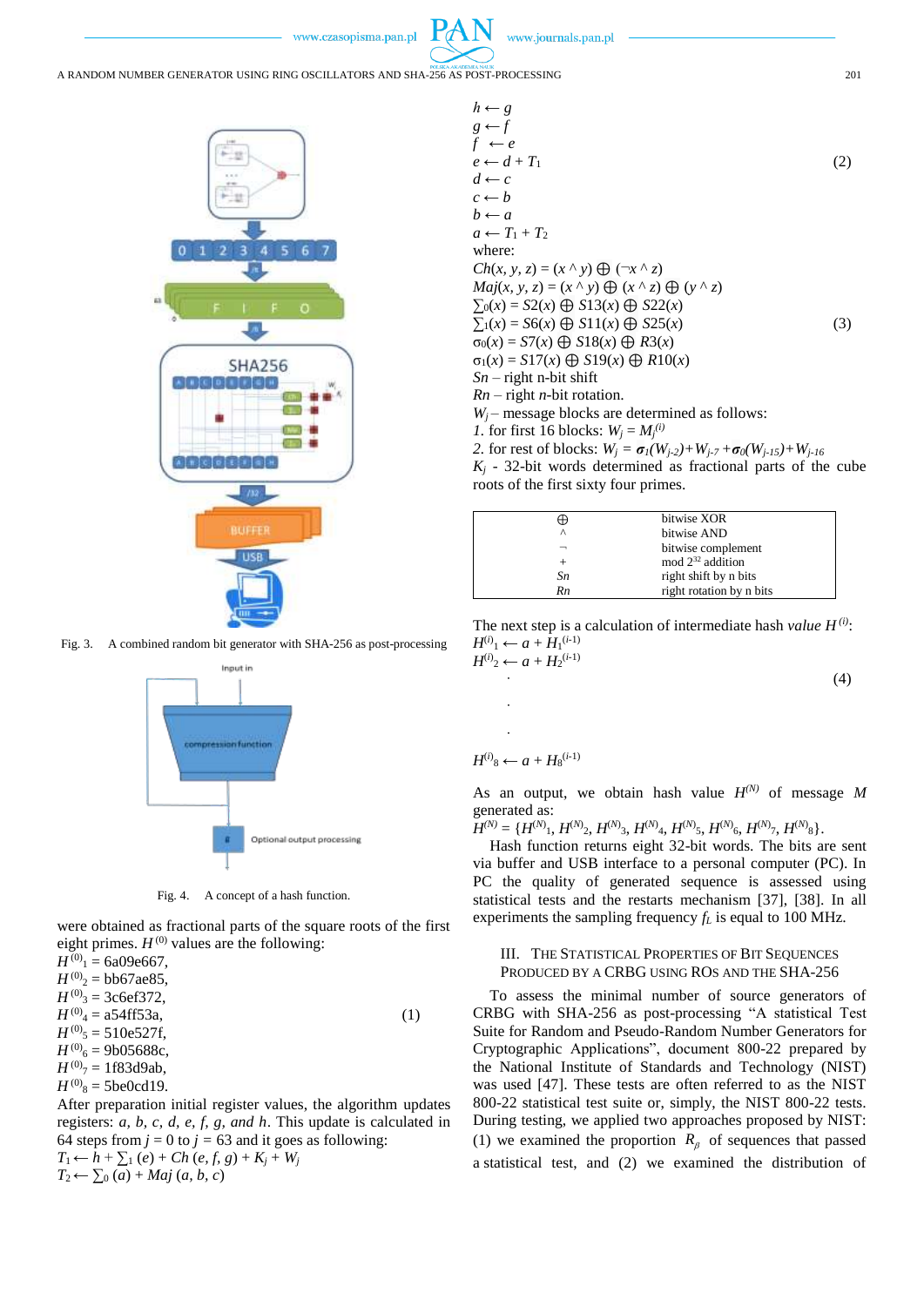Fig. 3. A combined random bit generator with SHA-256 as post-processing

Fig. 4. A concept of a hash function.

were obtained as fractional parts of the square roots of the first eight primes. $H^{(0)}$ values are the following:

$$
\begin{aligned}
H^{(0)}_1 &= \text{6a09e667}, \\
H^{(0)}_2 &= \text{bb67ae85}, \\
H^{(0)}_3 &= \text{3c6ef372}, \\
H^{(0)}_4 &= \text{a54ff53a}, \\
H^{(0)}_5 &= \text{510e527f}, \\
H^{(0)}_6 &= \text{9b05688c}, \\
H^{(0)}_7 &= \text{1f83d9ab}, \\
H^{(0)}_8 &= \text{5be0cd19}.
\end{aligned}
\tag{1}
$$

After preparation initial register values, the algorithm updates registers: *a, b, c, d, e, f, g, and h*. This update is calculated in 64 steps from $j = 0$ to $j = 63$ and it goes as following:

$$
\begin{aligned}
T_1 &\leftarrow h + \textstyle\sum_1 (e) + Ch\,(e, f, g) + K_j + W_j \\
T_2 &\leftarrow \textstyle\sum_0 (a) + Maj\,(a, b, c) \\
h &\leftarrow g \\
g &\leftarrow f \\
f &\leftarrow e \\
e &\leftarrow d + T_1 \\
d &\leftarrow c \\
c &\leftarrow b \\
b &\leftarrow a \\
a &\leftarrow T_1 + T_2
\end{aligned}
\tag{2}
$$

where:

$$
\begin{aligned}
Ch(x, y, z) &= (x \wedge y) \oplus (\neg x \wedge z) \\
Maj(x, y, z) &= (x \wedge y) \oplus (x \wedge z) \oplus (y \wedge z) \\
\textstyle\sum_0(x) &= S2(x) \oplus S13(x) \oplus S22(x) \\
\textstyle\sum_1(x) &= S6(x) \oplus S11(x) \oplus S25(x) \\
\sigma_0(x) &= S7(x) \oplus S18(x) \oplus R3(x) \\
\sigma_1(x) &= S17(x) \oplus S19(x) \oplus R10(x)
\end{aligned}
\tag{3}
$$

*Sn* – right n-bit shift
*Rn* – right *n*-bit rotation.
$W_j$ – message blocks are determined as follows:
*1.* for first 16 blocks: $W_j = M_j^{(i)}$
*2.* for rest of blocks: $W_j = \sigma_1(W_{j-2}) + W_{j-7} + \sigma_0(W_{j-15}) + W_{j-16}$
$K_j$ - 32-bit words determined as fractional parts of the cube roots of the first sixty four primes.

| | |
|---|---|
| $\oplus$ | bitwise XOR |
| $\wedge$ | bitwise AND |
| $\neg$ | bitwise complement |
| + | mod $2^{32}$ addition |
| *Sn* | right shift by n bits |
| *Rn* | right rotation by n bits |

The next step is a calculation of intermediate hash *value* $H^{(i)}$:

$$
\begin{aligned}
H^{(i)}_1 &\leftarrow a + H_1^{(i-1)} \\
H^{(i)}_2 &\leftarrow a + H_2^{(i-1)} \\
&\;\;\vdots \\
H^{(i)}_8 &\leftarrow a + H_8^{(i-1)}
\end{aligned}
\tag{4}
$$

As an output, we obtain hash value $H^{(N)}$ of message *M* generated as:
$H^{(N)} = \{H^{(N)}_1, H^{(N)}_2, H^{(N)}_3, H^{(N)}_4, H^{(N)}_5, H^{(N)}_6, H^{(N)}_7, H^{(N)}_8\}$.

Hash function returns eight 32-bit words. The bits are sent via buffer and USB interface to a personal computer (PC). In PC the quality of generated sequence is assessed using statistical tests and the restarts mechanism [37], [38]. In all experiments the sampling frequency $f_L$ is equal to 100 MHz.

## III. The Statistical Properties of Bit Sequences Produced by a CRBG Using ROs and the SHA-256

To assess the minimal number of source generators of CRBG with SHA-256 as post-processing "A statistical Test Suite for Random and Pseudo-Random Number Generators for Cryptographic Applications", document 800-22 prepared by the National Institute of Standards and Technology (NIST) was used [47]. These tests are often referred to as the NIST 800-22 statistical test suite or, simply, the NIST 800-22 tests. During testing, we applied two approaches proposed by NIST: (1) we examined the proportion $R_\beta$ of sequences that passed a statistical test, and (2) we examined the distribution of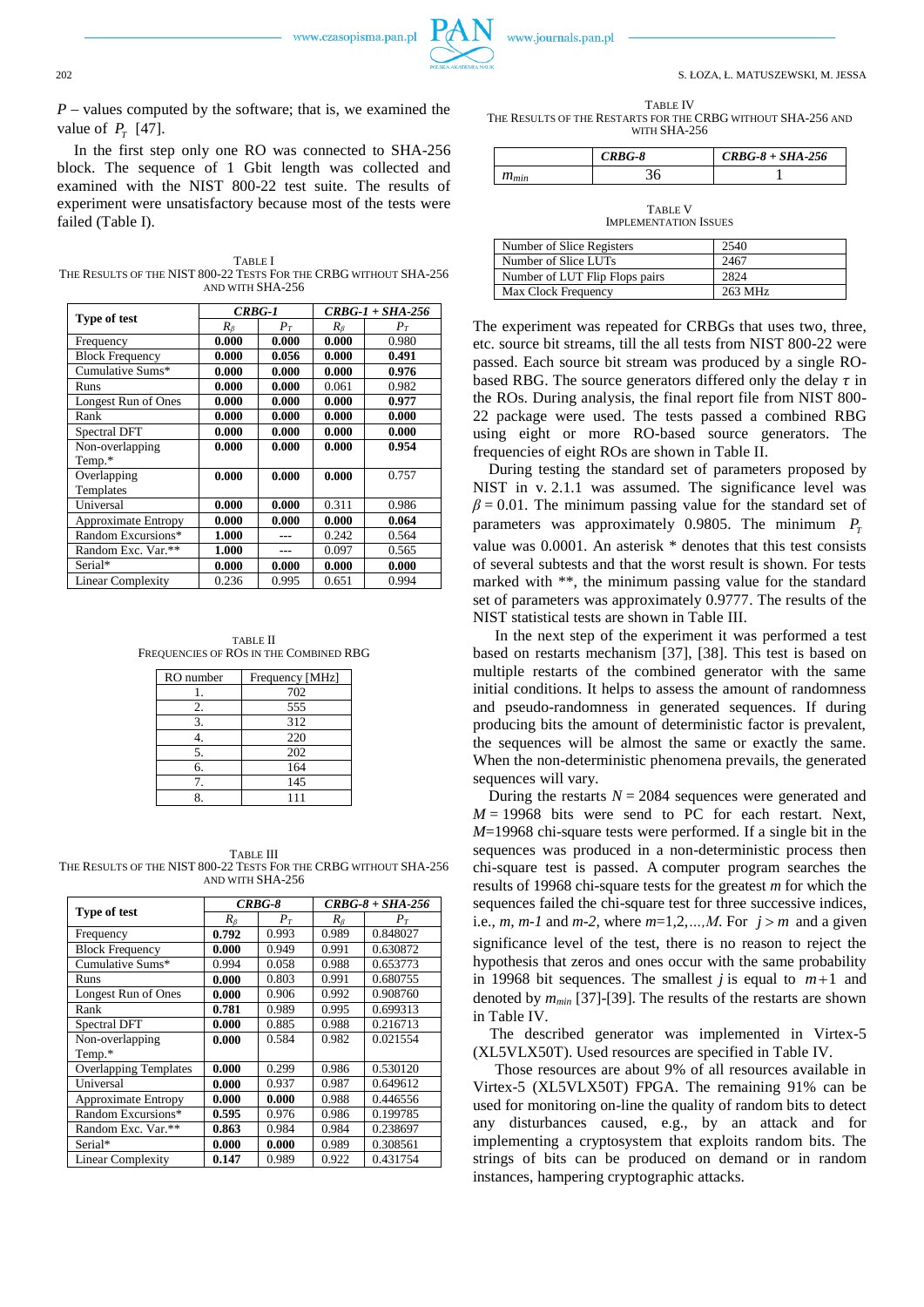$P$ – values computed by the software; that is, we examined the value of $P_T$ [47].

In the first step only one RO was connected to SHA-256 block. The sequence of 1 Gbit length was collected and examined with the NIST 800-22 test suite. The results of experiment were unsatisfactory because most of the tests were failed (Table I).

TABLE I
THE RESULTS OF THE NIST 800-22 TESTS FOR THE CRBG WITHOUT SHA-256 AND WITH SHA-256

| Type of test | *CRBG-1* | | *CRBG-1 + SHA-256* | |
|---|---|---|---|---|
| | $R_\beta$ | $P_T$ | $R_\beta$ | $P_T$ |
| Frequency | **0.000** | **0.000** | **0.000** | 0.980 |
| Block Frequency | **0.000** | **0.056** | **0.000** | **0.491** |
| Cumulative Sums* | **0.000** | **0.000** | **0.000** | **0.976** |
| Runs | **0.000** | **0.000** | 0.061 | 0.982 |
| Longest Run of Ones | **0.000** | **0.000** | **0.000** | **0.977** |
| Rank | **0.000** | **0.000** | **0.000** | **0.000** |
| Spectral DFT | **0.000** | **0.000** | **0.000** | **0.000** |
| Non-overlapping Temp.* | **0.000** | **0.000** | **0.000** | **0.954** |
| Overlapping Templates | **0.000** | **0.000** | **0.000** | 0.757 |
| Universal | **0.000** | **0.000** | 0.311 | 0.986 |
| Approximate Entropy | **0.000** | **0.000** | **0.000** | **0.064** |
| Random Excursions* | **1.000** | --- | 0.242 | 0.564 |
| Random Exc. Var.** | **1.000** | --- | 0.097 | 0.565 |
| Serial* | **0.000** | **0.000** | **0.000** | **0.000** |
| Linear Complexity | 0.236 | 0.995 | 0.651 | 0.994 |

TABLE II
FREQUENCIES OF ROS IN THE COMBINED RBG

| RO number | Frequency [MHz] |
|---|---|
| 1. | 702 |
| 2. | 555 |
| 3. | 312 |
| 4. | 220 |
| 5. | 202 |
| 6. | 164 |
| 7. | 145 |
| 8. | 111 |

TABLE III
THE RESULTS OF THE NIST 800-22 TESTS FOR THE CRBG WITHOUT SHA-256 AND WITH SHA-256

| Type of test | *CRBG-8* | | *CRBG-8 + SHA-256* | |
|---|---|---|---|---|
| | $R_\beta$ | $P_T$ | $R_\beta$ | $P_T$ |
| Frequency | **0.792** | 0.993 | 0.989 | 0.848027 |
| Block Frequency | **0.000** | 0.949 | 0.991 | 0.630872 |
| Cumulative Sums* | 0.994 | 0.058 | 0.988 | 0.653773 |
| Runs | **0.000** | 0.803 | 0.991 | 0.680755 |
| Longest Run of Ones | **0.000** | 0.906 | 0.992 | 0.908760 |
| Rank | **0.781** | 0.989 | 0.995 | 0.699313 |
| Spectral DFT | **0.000** | 0.885 | 0.988 | 0.216713 |
| Non-overlapping Temp.* | **0.000** | 0.584 | 0.982 | 0.021554 |
| Overlapping Templates | **0.000** | 0.299 | 0.986 | 0.530120 |
| Universal | **0.000** | 0.937 | 0.987 | 0.649612 |
| Approximate Entropy | **0.000** | **0.000** | 0.988 | 0.446556 |
| Random Excursions* | **0.595** | 0.976 | 0.986 | 0.199785 |
| Random Exc. Var.** | **0.863** | 0.984 | 0.984 | 0.238697 |
| Serial* | **0.000** | **0.000** | 0.989 | 0.308561 |
| Linear Complexity | **0.147** | 0.989 | 0.922 | 0.431754 |

TABLE IV
THE RESULTS OF THE RESTARTS FOR THE CRBG WITHOUT SHA-256 AND WITH SHA-256

| | *CRBG-8* | *CRBG-8 + SHA-256* |
|---|---|---|
| $m_{min}$ | 36 | 1 |

TABLE V
IMPLEMENTATION ISSUES

| | |
|---|---|
| Number of Slice Registers | 2540 |
| Number of Slice LUTs | 2467 |
| Number of LUT Flip Flops pairs | 2824 |
| Max Clock Frequency | 263 MHz |

The experiment was repeated for CRBGs that uses two, three, etc. source bit streams, till the all tests from NIST 800-22 were passed. Each source bit stream was produced by a single RO-based RBG. The source generators differed only the delay $\tau$ in the ROs. During analysis, the final report file from NIST 800-22 package were used. The tests passed a combined RBG using eight or more RO-based source generators. The frequencies of eight ROs are shown in Table II.

During testing the standard set of parameters proposed by NIST in v. 2.1.1 was assumed. The significance level was $\beta = 0.01$. The minimum passing value for the standard set of parameters was approximately 0.9805. The minimum $P_T$ value was 0.0001. An asterisk * denotes that this test consists of several subtests and that the worst result is shown. For tests marked with **, the minimum passing value for the standard set of parameters was approximately 0.9777. The results of the NIST statistical tests are shown in Table III.

In the next step of the experiment it was performed a test based on restarts mechanism [37], [38]. This test is based on multiple restarts of the combined generator with the same initial conditions. It helps to assess the amount of randomness and pseudo-randomness in generated sequences. If during producing bits the amount of deterministic factor is prevalent, the sequences will be almost the same or exactly the same. When the non-deterministic phenomena prevails, the generated sequences will vary.

During the restarts $N = 2084$ sequences were generated and $M = 19968$ bits were send to PC for each restart. Next, $M$=19968 chi-square tests were performed. If a single bit in the sequences was produced in a non-deterministic process then chi-square test is passed. A computer program searches the results of 19968 chi-square tests for the greatest $m$ for which the sequences failed the chi-square test for three successive indices, i.e., $m$, $m$-$1$ and $m$-$2$, where $m$=1,2,...,$M$. For $j > m$ and a given significance level of the test, there is no reason to reject the hypothesis that zeros and ones occur with the same probability in 19968 bit sequences. The smallest $j$ is equal to $m+1$ and denoted by $m_{min}$ [37]-[39]. The results of the restarts are shown in Table IV.

The described generator was implemented in Virtex-5 (XL5VLX50T). Used resources are specified in Table IV.

Those resources are about 9% of all resources available in Virtex-5 (XL5VLX50T) FPGA. The remaining 91% can be used for monitoring on-line the quality of random bits to detect any disturbances caused, e.g., by an attack and for implementing a cryptosystem that exploits random bits. The strings of bits can be produced on demand or in random instances, hampering cryptographic attacks.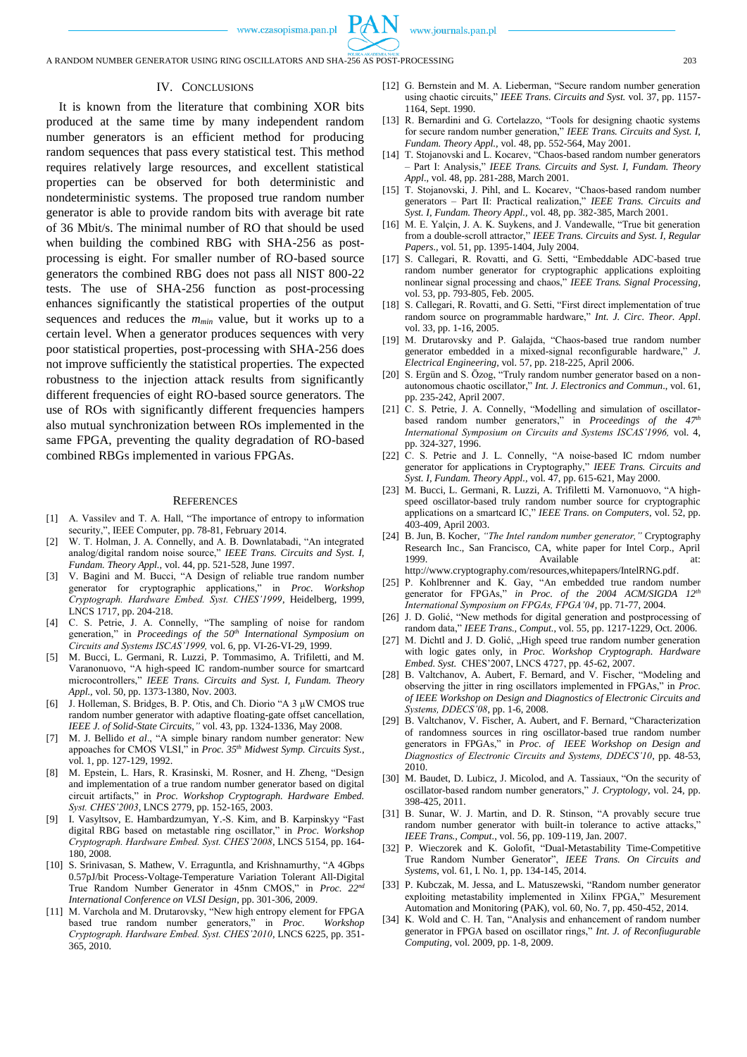## IV. Conclusions

It is known from the literature that combining XOR bits produced at the same time by many independent random number generators is an efficient method for producing random sequences that pass every statistical test. This method requires relatively large resources, and excellent statistical properties can be observed for both deterministic and nondeterministic systems. The proposed true random number generator is able to provide random bits with average bit rate of 36 Mbit/s. The minimal number of RO that should be used when building the combined RBG with SHA-256 as post-processing is eight. For smaller number of RO-based source generators the combined RBG does not pass all NIST 800-22 tests. The use of SHA-256 function as post-processing enhances significantly the statistical properties of the output sequences and reduces the $m_{min}$ value, but it works up to a certain level. When a generator produces sequences with very poor statistical properties, post-processing with SHA-256 does not improve sufficiently the statistical properties. The expected robustness to the injection attack results from significantly different frequencies of eight RO-based source generators. The use of ROs with significantly different frequencies hampers also mutual synchronization between ROs implemented in the same FPGA, preventing the quality degradation of RO-based combined RBGs implemented in various FPGAs.

## References

[1] A. Vassilev and T. A. Hall, "The importance of entropy to information security,", IEEE Computer, pp. 78-81, February 2014.

[2] W. T. Holman, J. A. Connelly, and A. B. Downlatabadi, "An integrated analog/digital random noise source," *IEEE Trans. Circuits and Syst. I, Fundam. Theory Appl.*, vol. 44, pp. 521-528, June 1997.

[3] V. Bagini and M. Bucci, "A Design of reliable true random number generator for cryptographic applications," in *Proc. Workshop Cryptograph. Hardware Embed. Syst. CHES'1999*, Heidelberg, 1999, LNCS 1717, pp. 204-218.

[4] C. S. Petrie, J. A. Connelly, "The sampling of noise for random generation," in *Proceedings of the 50th International Symposium on Circuits and Systems ISCAS'1999,* vol. 6, pp. VI-26-VI-29, 1999.

[5] M. Bucci, L. Germani, R. Luzzi, P. Tommasimo, A. Trifiletti, and M. Varanonuovo, "A high-speed IC random-number source for smartcard microcontrollers," *IEEE Trans. Circuits and Syst. I, Fundam. Theory Appl.*, vol. 50, pp. 1373-1380, Nov. 2003.

[6] J. Holleman, S. Bridges, B. P. Otis, and Ch. Diorio "A 3 μW CMOS true random number generator with adaptive floating-gate offset cancellation, *IEEE J. of Solid-State Circuits,"* vol. 43, pp. 1324-1336, May 2008.

[7] M. J. Bellido *et al*., "A simple binary random number generator: New appoaches for CMOS VLSI," in *Proc. 35th Midwest Symp. Circuits Syst.*, vol. 1, pp. 127-129, 1992.

[8] M. Epstein, L. Hars, R. Krasinski, M. Rosner, and H. Zheng, "Design and implementation of a true random number generator based on digital circuit artifacts," in *Proc. Workshop Cryptograph. Hardware Embed. Syst. CHES'2003*, LNCS 2779, pp. 152-165, 2003.

[9] I. Vasyltsov, E. Hambardzumyan, Y.-S. Kim, and B. Karpinskyy "Fast digital RBG based on metastable ring oscillator," in *Proc. Workshop Cryptograph. Hardware Embed. Syst. CHES'2008*, LNCS 5154, pp. 164-180, 2008.

[10] S. Srinivasan, S. Mathew, V. Erraguntla, and Krishnamurthy, "A 4Gbps 0.57pJ/bit Process-Voltage-Temperature Variation Tolerant All-Digital True Random Number Generator in 45nm CMOS," in *Proc. 22nd International Conference on VLSI Design*, pp. 301-306, 2009.

[11] M. Varchola and M. Drutarovsky, "New high entropy element for FPGA based true random number generators," in *Proc. Workshop Cryptograph. Hardware Embed. Syst. CHES'2010*, LNCS 6225, pp. 351-365, 2010.

[12] G. Bernstein and M. A. Lieberman, "Secure random number generation using chaotic circuits," *IEEE Trans. Circuits and Syst.* vol. 37, pp. 1157-1164, Sept. 1990.

[13] R. Bernardini and G. Cortelazzo, "Tools for designing chaotic systems for secure random number generation," *IEEE Trans. Circuits and Syst. I, Fundam. Theory Appl.*, vol. 48, pp. 552-564, May 2001.

[14] T. Stojanovski and L. Kocarev, "Chaos-based random number generators – Part I: Analysis," *IEEE Trans. Circuits and Syst. I, Fundam. Theory Appl*., vol. 48, pp. 281-288, March 2001.

[15] T. Stojanovski, J. Pihl, and L. Kocarev, "Chaos-based random number generators – Part II: Practical realization," *IEEE Trans. Circuits and Syst. I, Fundam. Theory Appl.*, vol. 48, pp. 382-385, March 2001.

[16] M. E. Yalçin, J. A. K. Suykens, and J. Vandewalle, "True bit generation from a double-scroll attractor," *IEEE Trans. Circuits and Syst. I, Regular Papers*., vol. 51, pp. 1395-1404, July 2004.

[17] S. Callegari, R. Rovatti, and G. Setti, "Embeddable ADC-based true random number generator for cryptographic applications exploiting nonlinear signal processing and chaos," *IEEE Trans. Signal Processing*, vol. 53, pp. 793-805, Feb. 2005.

[18] S. Callegari, R. Rovatti, and G. Setti, "First direct implementation of true random source on programmable hardware," *Int. J. Circ. Theor. Appl*. vol. 33, pp. 1-16, 2005.

[19] M. Drutarovsky and P. Galajda, "Chaos-based true random number generator embedded in a mixed-signal reconfigurable hardware," *J. Electrical Engineering*, vol. 57, pp. 218-225, April 2006.

[20] S. Ergün and S. Özog, "Truly random number generator based on a non-autonomous chaotic oscillator," *Int. J. Electronics and Commun*., vol. 61, pp. 235-242, April 2007.

[21] C. S. Petrie, J. A. Connelly, "Modelling and simulation of oscillator-based random number generators," in *Proceedings of the 47th International Symposium on Circuits and Systems ISCAS'1996,* vol. 4, pp. 324-327, 1996.

[22] C. S. Petrie and J. L. Connelly, "A noise-based IC rndom number generator for applications in Cryptography," *IEEE Trans. Circuits and Syst. I, Fundam. Theory Appl.*, vol. 47, pp. 615-621, May 2000.

[23] M. Bucci, L. Germani, R. Luzzi, A. Trifiletti M. Varnonuovo, "A high-speed oscillator-based truly random number source for cryptographic applications on a smartcard IC," *IEEE Trans. on Computers*, vol. 52, pp. 403-409, April 2003.

[24] B. Jun, B. Kocher, *"The Intel random number generator,"* Cryptography Research Inc., San Francisco, CA, white paper for Intel Corp., April 1999. Available at: http://www.cryptography.com/resources,whitepapers/IntelRNG.pdf.

[25] P. Kohlbrenner and K. Gay, "An embedded true random number generator for FPGAs," *in Proc. of the 2004 ACM/SIGDA 12th International Symposium on FPGAs, FPGA'04*, pp. 71-77, 2004.

[26] J. D. Golić, "New methods for digital generation and postprocessing of random data," *IEEE Trans., Comput.*, vol. 55, pp. 1217-1229, Oct. 2006.

[27] M. Dichtl and J. D. Golić, „High speed true random number generation with logic gates only, in *Proc. Workshop Cryptograph. Hardware Embed. Syst.* CHES'2007, LNCS 4727, pp. 45-62, 2007.

[28] B. Valtchanov, A. Aubert, F. Bernard, and V. Fischer, "Modeling and observing the jitter in ring oscillators implemented in FPGAs," in *Proc. of IEEE Workshop on Design and Diagnostics of Electronic Circuits and Systems, DDECS'08*, pp. 1-6, 2008.

[29] B. Valtchanov, V. Fischer, A. Aubert, and F. Bernard, "Characterization of randomness sources in ring oscillator-based true random number generators in FPGAs," in *Proc. of IEEE Workshop on Design and Diagnostics of Electronic Circuits and Systems, DDECS'10*, pp. 48-53, 2010.

[30] M. Baudet, D. Lubicz, J. Micolod, and A. Tassiaux, "On the security of oscillator-based random number generators," *J. Cryptology*, vol. 24, pp. 398-425, 2011.

[31] B. Sunar, W. J. Martin, and D. R. Stinson, "A provably secure true random number generator with built-in tolerance to active attacks," *IEEE Trans., Comput.*, vol. 56, pp. 109-119, Jan. 2007.

[32] P. Wieczorek and K. Golofit, "Dual-Metastability Time-Competitive True Random Number Generator", *IEEE Trans. On Circuits and Systems*, vol. 61, I. No. 1, pp. 134-145, 2014.

[33] P. Kubczak, M. Jessa, and L. Matuszewski, "Random number generator exploiting metastability implemented in Xilinx FPGA," Mesurement Automation and Monitoring (PAK), vol. 60, No. 7, pp. 450-452, 2014.

[34] K. Wold and C. H. Tan, "Analysis and enhancement of random number generator in FPGA based on oscillator rings," *Int. J. of Reconfiugurable Computing*, vol. 2009, pp. 1-8, 2009.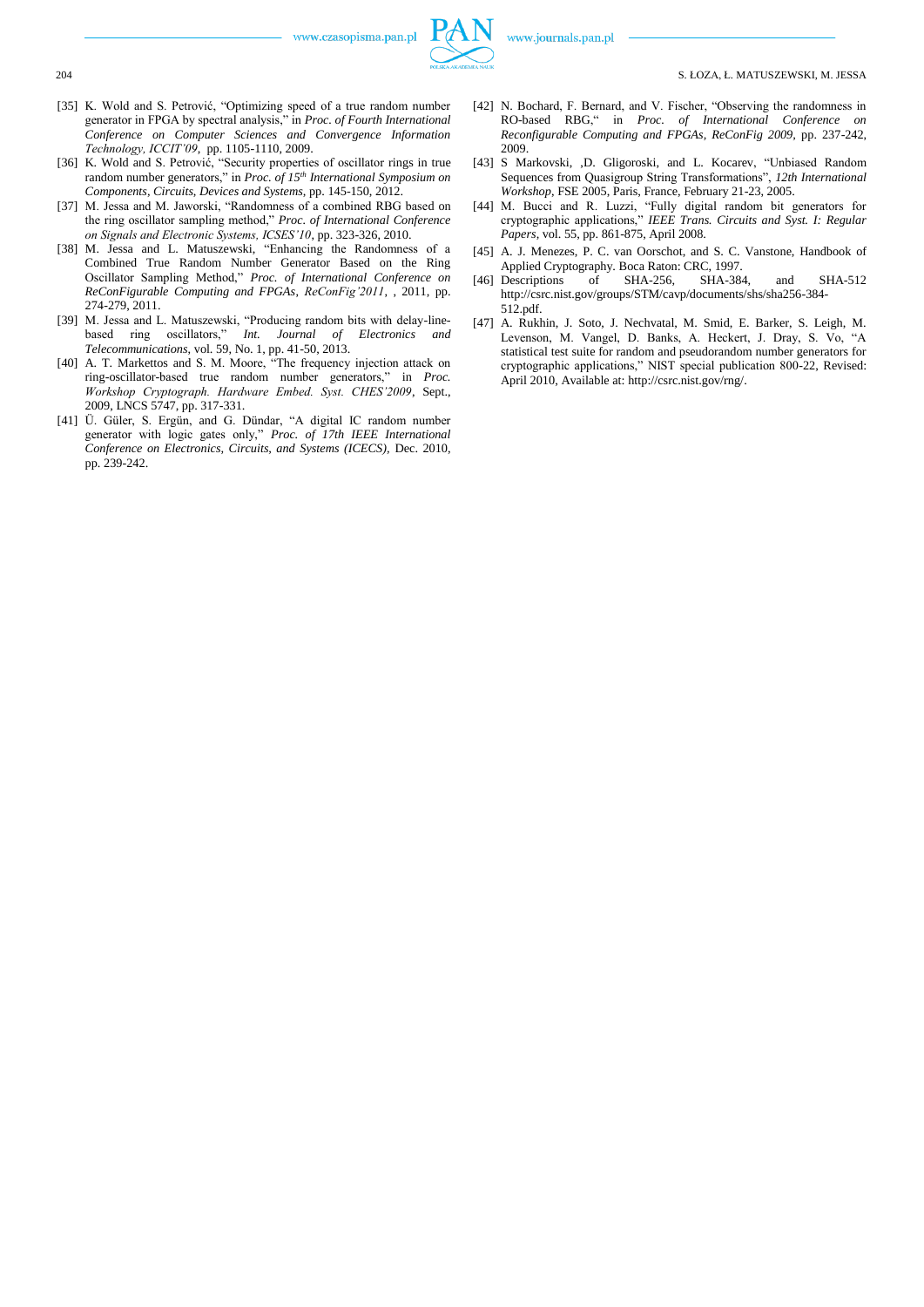[35] K. Wold and S. Petrović, "Optimizing speed of a true random number generator in FPGA by spectral analysis," in *Proc. of Fourth International Conference on Computer Sciences and Convergence Information Technology, ICCIT'09*, pp. 1105-1110, 2009.

[36] K. Wold and S. Petrović, "Security properties of oscillator rings in true random number generators," in *Proc. of 15th International Symposium on Components, Circuits, Devices and Systems*, pp. 145-150, 2012.

[37] M. Jessa and M. Jaworski, "Randomness of a combined RBG based on the ring oscillator sampling method," *Proc. of International Conference on Signals and Electronic Systems, ICSES'10*, pp. 323-326, 2010.

[38] M. Jessa and L. Matuszewski, "Enhancing the Randomness of a Combined True Random Number Generator Based on the Ring Oscillator Sampling Method," *Proc. of International Conference on ReConFigurable Computing and FPGAs, ReConFig'2011*, , 2011, pp. 274-279, 2011.

[39] M. Jessa and L. Matuszewski, "Producing random bits with delay-line-based ring oscillators," *Int. Journal of Electronics and Telecommunications*, vol. 59, No. 1, pp. 41-50, 2013.

[40] A. T. Markettos and S. M. Moore, "The frequency injection attack on ring-oscillator-based true random number generators," in *Proc. Workshop Cryptograph. Hardware Embed. Syst. CHES'2009*, Sept., 2009, LNCS 5747, pp. 317-331.

[41] Ü. Güler, S. Ergün, and G. Dündar, "A digital IC random number generator with logic gates only," *Proc. of 17th IEEE International Conference on Electronics, Circuits, and Systems (ICECS)*, Dec. 2010, pp. 239-242.

[42] N. Bochard, F. Bernard, and V. Fischer, "Observing the randomness in RO-based RBG," in *Proc. of International Conference on Reconfigurable Computing and FPGAs, ReConFig 2009*, pp. 237-242, 2009.

[43] S Markovski, ,D. Gligoroski, and L. Kocarev, "Unbiased Random Sequences from Quasigroup String Transformations", *12th International Workshop*, FSE 2005, Paris, France, February 21-23, 2005.

[44] M. Bucci and R. Luzzi, "Fully digital random bit generators for cryptographic applications," *IEEE Trans. Circuits and Syst. I: Regular Papers*, vol. 55, pp. 861-875, April 2008.

[45] A. J. Menezes, P. C. van Oorschot, and S. C. Vanstone, Handbook of Applied Cryptography. Boca Raton: CRC, 1997.

[46] Descriptions of SHA-256, SHA-384, and SHA-512 http://csrc.nist.gov/groups/STM/cavp/documents/shs/sha256-384-512.pdf.

[47] A. Rukhin, J. Soto, J. Nechvatal, M. Smid, E. Barker, S. Leigh, M. Levenson, M. Vangel, D. Banks, A. Heckert, J. Dray, S. Vo, "A statistical test suite for random and pseudorandom number generators for cryptographic applications," NIST special publication 800-22, Revised: April 2010, Available at: http://csrc.nist.gov/rng/.